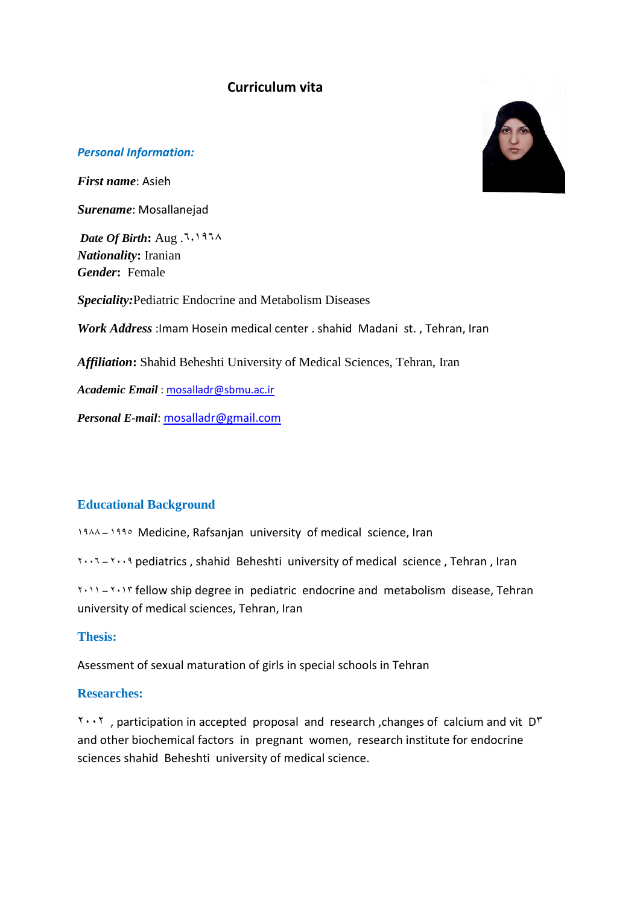# Curriculum vita

### *Personal Information:*

***First name***: Asieh

***Surename***: Mosallanejad

***Date Of Birth:*** Aug .٦,١٩٦٨
***Nationality:*** Iranian
***Gender:*** Female

***Speciality:***Pediatric Endocrine and Metabolism Diseases

***Work Address*** :Imam Hosein medical center . shahid Madani st. , Tehran, Iran

***Affiliation:*** Shahid Beheshti University of Medical Sciences, Tehran, Iran

***Academic Email*** : mosalladr@sbmu.ac.ir

***Personal E-mail***: mosalladr@gmail.com

### Educational Background

١٩٨٨ – ١٩٩٥ Medicine, Rafsanjan university of medical science, Iran

٢٠٠٦ – ٢٠٠٩ pediatrics , shahid Beheshti university of medical science , Tehran , Iran

٢٠١١ – ٢٠١٣ fellow ship degree in pediatric endocrine and metabolism disease, Tehran university of medical sciences, Tehran, Iran

### Thesis:

Asessment of sexual maturation of girls in special schools in Tehran

### Researches:

٢٠٠٢ , participation in accepted proposal and research ,changes of calcium and vit D٣ and other biochemical factors in pregnant women, research institute for endocrine sciences shahid Beheshti university of medical science.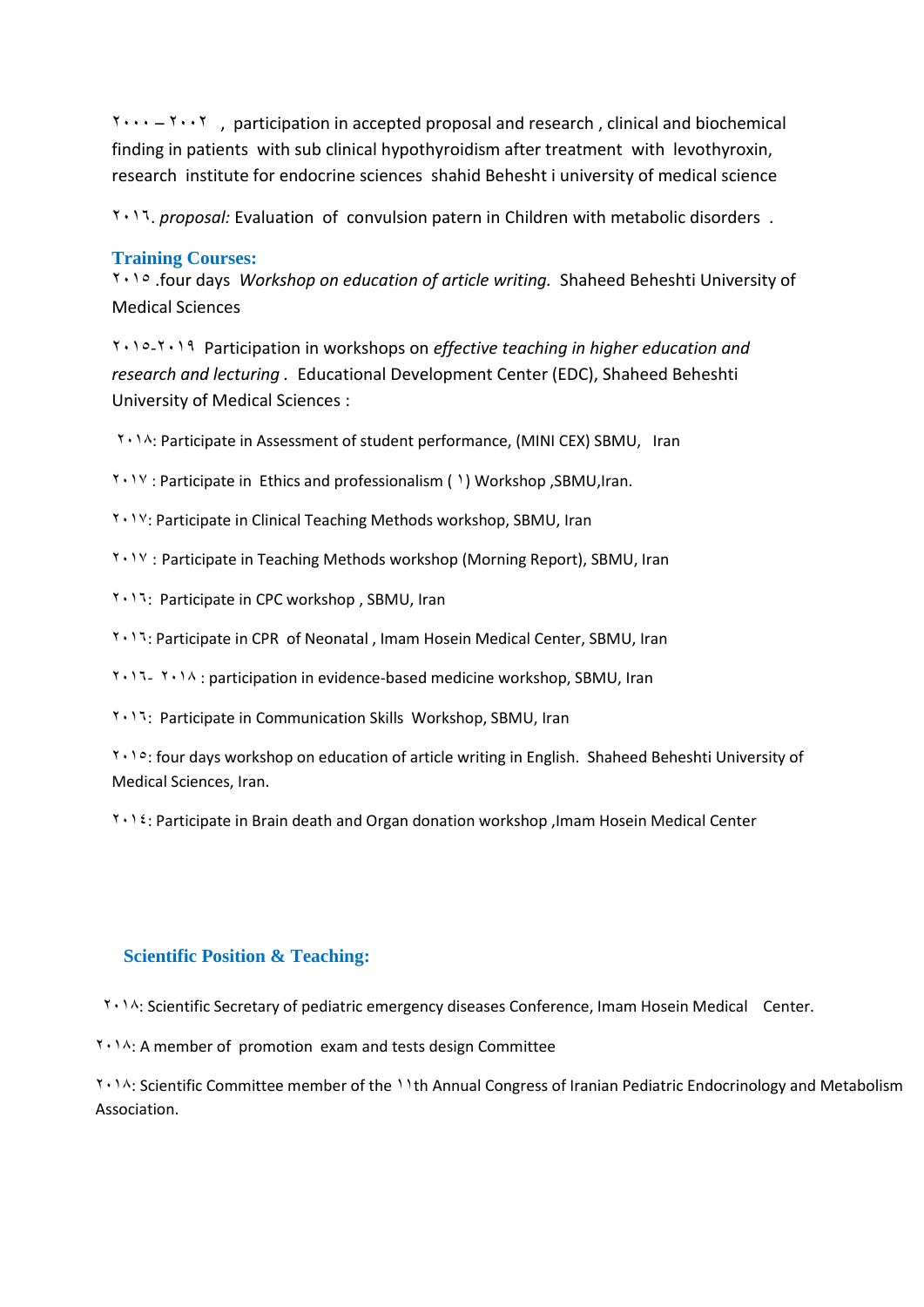۲۰۰۰ – ۲۰۰۲ , participation in accepted proposal and research , clinical and biochemical finding in patients with sub clinical hypothyroidism after treatment with levothyroxin, research institute for endocrine sciences shahid Behesht i university of medical science

۲۰۱٦. *proposal:* Evaluation of convulsion patern in Children with metabolic disorders .

## Training Courses:

۲۰۱٥ .four days *Workshop on education of article writing.* Shaheed Beheshti University of Medical Sciences

۲۰۱٥-۲۰۱۹ Participation in workshops on *effective teaching in higher education and research and lecturing* . Educational Development Center (EDC), Shaheed Beheshti University of Medical Sciences :

۲۰۱۸: Participate in Assessment of student performance, (MINI CEX) SBMU, Iran

۲۰۱۷ : Participate in Ethics and professionalism ( ۱) Workshop ,SBMU,Iran.

۲۰۱۷: Participate in Clinical Teaching Methods workshop, SBMU, Iran

۲۰۱۷ : Participate in Teaching Methods workshop (Morning Report), SBMU, Iran

۲۰۱٦: Participate in CPC workshop , SBMU, Iran

۲۰۱٦: Participate in CPR of Neonatal , Imam Hosein Medical Center, SBMU, Iran

۲۰۱٦- ۲۰۱۸ : participation in evidence-based medicine workshop, SBMU, Iran

۲۰۱٦: Participate in Communication Skills Workshop, SBMU, Iran

۲۰۱٥: four days workshop on education of article writing in English. Shaheed Beheshti University of Medical Sciences, Iran.

۲۰۱٤: Participate in Brain death and Organ donation workshop ,Imam Hosein Medical Center

## Scientific Position & Teaching:

۲۰۱۸: Scientific Secretary of pediatric emergency diseases Conference, Imam Hosein Medical Center.

۲۰۱۸: A member of promotion exam and tests design Committee

۲۰۱۸: Scientific Committee member of the ۱۱th Annual Congress of Iranian Pediatric Endocrinology and Metabolism Association.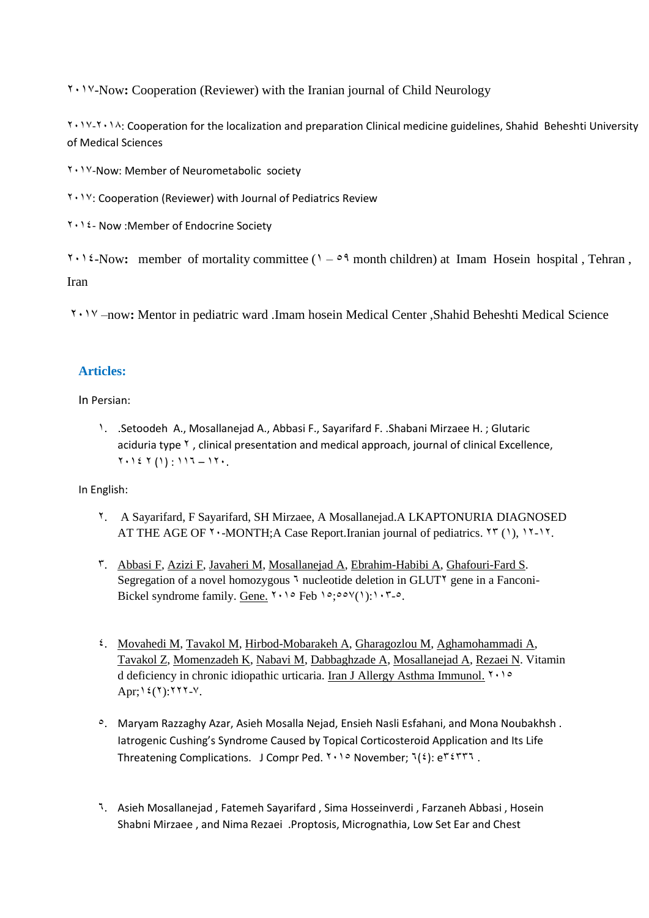۲۰۱۷-Now**:** Cooperation (Reviewer) with the Iranian journal of Child Neurology

۲۰۱۷-۲۰۱۸: Cooperation for the localization and preparation Clinical medicine guidelines, Shahid Beheshti University of Medical Sciences

۲۰۱۷-Now: Member of Neurometabolic society

۲۰۱۷: Cooperation (Reviewer) with Journal of Pediatrics Review

۲۰۱٤- Now :Member of Endocrine Society

۲۰۱٤-Now**:** member of mortality committee (۱ – ٥۹ month children) at Imam Hosein hospital , Tehran , Iran

۲۰۱۷ –now**:** Mentor in pediatric ward .Imam hosein Medical Center ,Shahid Beheshti Medical Science

## Articles:

In Persian:

۱. .Setoodeh A., Mosallanejad A., Abbasi F., Sayarifard F. .Shabani Mirzaee H. ; Glutaric aciduria type ۲ , clinical presentation and medical approach, journal of clinical Excellence, ۲۰۱٤ ۲ (۱) : ۱۱٦ – ۱۲۰.

In English:

۲. A Sayarifard, F Sayarifard, SH Mirzaee, A Mosallanejad.A LKAPTONURIA DIAGNOSED AT THE AGE OF ۲۰-MONTH;A Case Report.Iranian journal of pediatrics. ۲۳ (۱), ۱۲-۱۲.

۳. Abbasi F, Azizi F, Javaheri M, Mosallanejad A, Ebrahim-Habibi A, Ghafouri-Fard S. Segregation of a novel homozygous ٦ nucleotide deletion in GLUT۲ gene in a Fanconi-Bickel syndrome family. Gene. ۲۰۱٥ Feb ۱٥;٥٥۷(۱):۱۰۳-٥.

٤. Movahedi M, Tavakol M, Hirbod-Mobarakeh A, Gharagozlou M, Aghamohammadi A, Tavakol Z, Momenzadeh K, Nabavi M, Dabbaghzade A, Mosallanejad A, Rezaei N. Vitamin d deficiency in chronic idiopathic urticaria. Iran J Allergy Asthma Immunol. ۲۰۱٥ Apr;۱٤(۲):۲۲۲-۷.

٥. Maryam Razzaghy Azar, Asieh Mosalla Nejad, Ensieh Nasli Esfahani, and Mona Noubakhsh . Iatrogenic Cushing's Syndrome Caused by Topical Corticosteroid Application and Its Life Threatening Complications. J Compr Ped. ۲۰۱٥ November; ٦(٤): e۳٤۳۳٦ .

٦. Asieh Mosallanejad , Fatemeh Sayarifard , Sima Hosseinverdi , Farzaneh Abbasi , Hosein Shabni Mirzaee , and Nima Rezaei .Proptosis, Micrognathia, Low Set Ear and Chest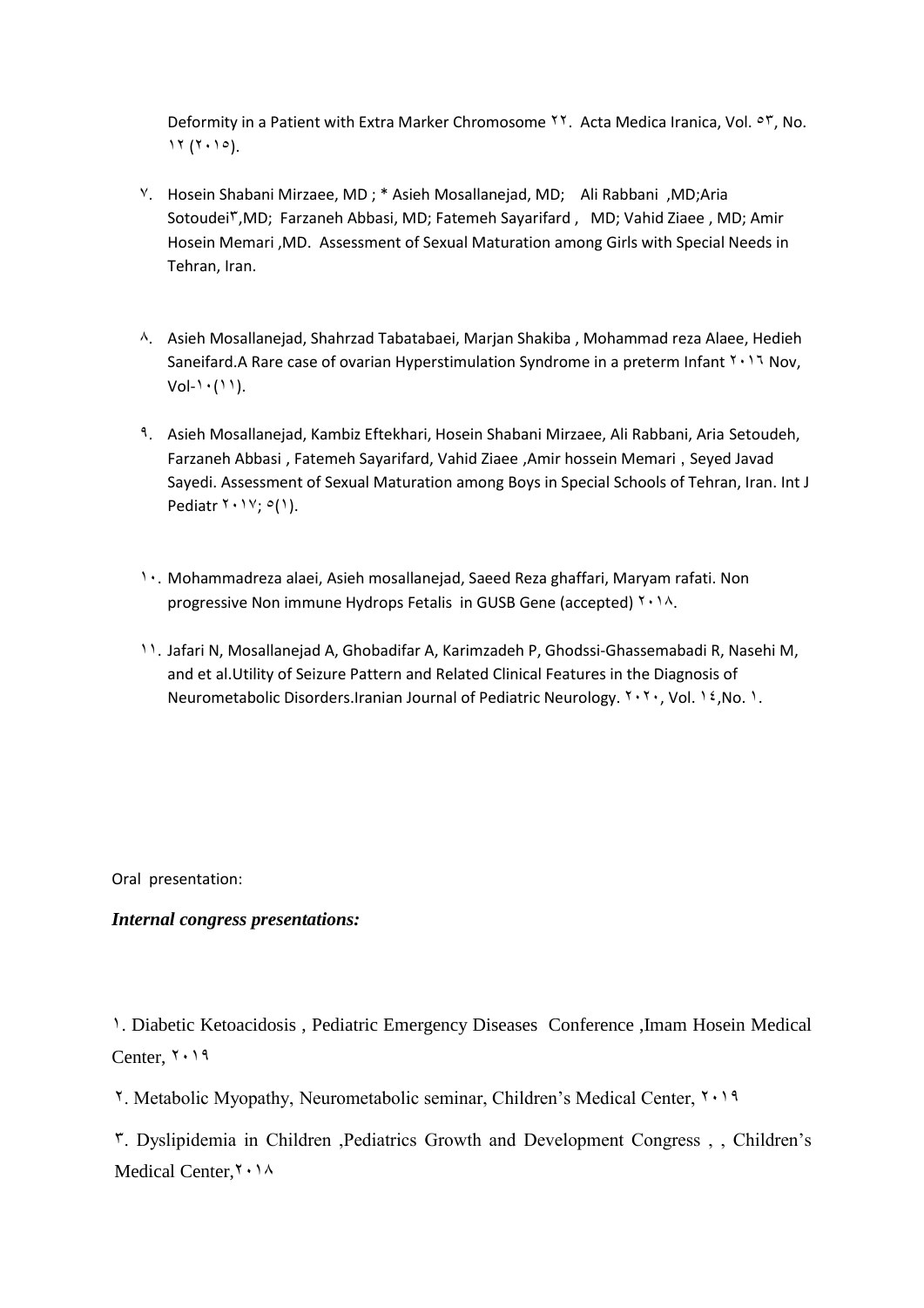Deformity in a Patient with Extra Marker Chromosome ۲۲. Acta Medica Iranica, Vol. ۵۳, No. ۱۲ (۲۰۱۵).

۷. Hosein Shabani Mirzaee, MD ; * Asieh Mosallanejad, MD; Ali Rabbani ,MD;Aria Sotoudei۳,MD; Farzaneh Abbasi, MD; Fatemeh Sayarifard , MD; Vahid Ziaee , MD; Amir Hosein Memari ,MD. Assessment of Sexual Maturation among Girls with Special Needs in Tehran, Iran.

۸. Asieh Mosallanejad, Shahrzad Tabatabaei, Marjan Shakiba , Mohammad reza Alaee, Hedieh Saneifard.A Rare case of ovarian Hyperstimulation Syndrome in a preterm Infant ۲۰۱٦ Nov, Vol-۱۰(۱۱).

۹. Asieh Mosallanejad, Kambiz Eftekhari, Hosein Shabani Mirzaee, Ali Rabbani, Aria Setoudeh, Farzaneh Abbasi , Fatemeh Sayarifard, Vahid Ziaee ,Amir hossein Memari , Seyed Javad Sayedi. Assessment of Sexual Maturation among Boys in Special Schools of Tehran, Iran. Int J Pediatr ۲۰۱۷; ۵(۱).

۱۰. Mohammadreza alaei, Asieh mosallanejad, Saeed Reza ghaffari, Maryam rafati. Non progressive Non immune Hydrops Fetalis in GUSB Gene (accepted) ۲۰۱۸.

۱۱. Jafari N, Mosallanejad A, Ghobadifar A, Karimzadeh P, Ghodssi-Ghassemabadi R, Nasehi M, and et al.Utility of Seizure Pattern and Related Clinical Features in the Diagnosis of Neurometabolic Disorders.Iranian Journal of Pediatric Neurology. ۲۰۲۰, Vol. ۱٤,No. ۱.

Oral presentation:

***Internal congress presentations:***

۱. Diabetic Ketoacidosis , Pediatric Emergency Diseases Conference ,Imam Hosein Medical Center, ۲۰۱۹

۲. Metabolic Myopathy, Neurometabolic seminar, Children's Medical Center, ۲۰۱۹

۳. Dyslipidemia in Children ,Pediatrics Growth and Development Congress , , Children's Medical Center,۲۰۱۸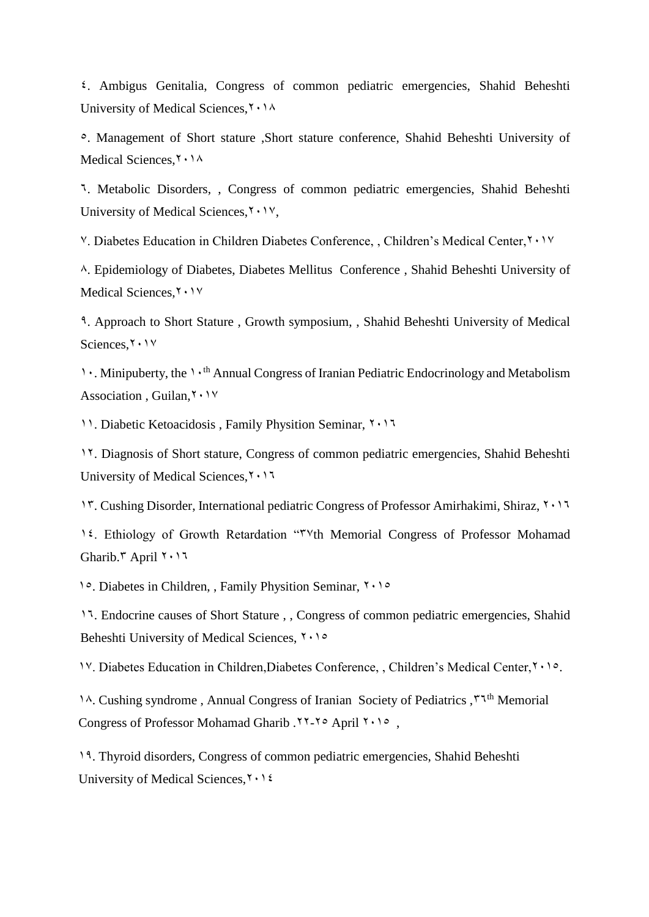٤. Ambigus Genitalia, Congress of common pediatric emergencies, Shahid Beheshti University of Medical Sciences,٢٠١٨

٥. Management of Short stature ,Short stature conference, Shahid Beheshti University of Medical Sciences,٢٠١٨

٦. Metabolic Disorders, , Congress of common pediatric emergencies, Shahid Beheshti University of Medical Sciences,٢٠١٧,

٧. Diabetes Education in Children Diabetes Conference, , Children's Medical Center,٢٠١٧

٨. Epidemiology of Diabetes, Diabetes Mellitus Conference , Shahid Beheshti University of Medical Sciences,٢٠١٧

٩. Approach to Short Stature , Growth symposium, , Shahid Beheshti University of Medical Sciences,٢٠١٧

١٠. Minipuberty, the ١٠th Annual Congress of Iranian Pediatric Endocrinology and Metabolism Association , Guilan,٢٠١٧

١١. Diabetic Ketoacidosis , Family Physition Seminar, ٢٠١٦

١٢. Diagnosis of Short stature, Congress of common pediatric emergencies, Shahid Beheshti University of Medical Sciences,٢٠١٦

١٣. Cushing Disorder, International pediatric Congress of Professor Amirhakimi, Shiraz, ٢٠١٦

١٤. Ethiology of Growth Retardation "٣٧th Memorial Congress of Professor Mohamad Gharib.٣ April ٢٠١٦

١٥. Diabetes in Children, , Family Physition Seminar, ٢٠١٥

١٦. Endocrine causes of Short Stature , , Congress of common pediatric emergencies, Shahid Beheshti University of Medical Sciences, ٢٠١٥

١٧. Diabetes Education in Children,Diabetes Conference, , Children's Medical Center,٢٠١٥.

١٨. Cushing syndrome , Annual Congress of Iranian Society of Pediatrics ,٣٦th Memorial Congress of Professor Mohamad Gharib .٢٢-٢٥ April ٢٠١٥ ,

١٩. Thyroid disorders, Congress of common pediatric emergencies, Shahid Beheshti University of Medical Sciences,٢٠١٤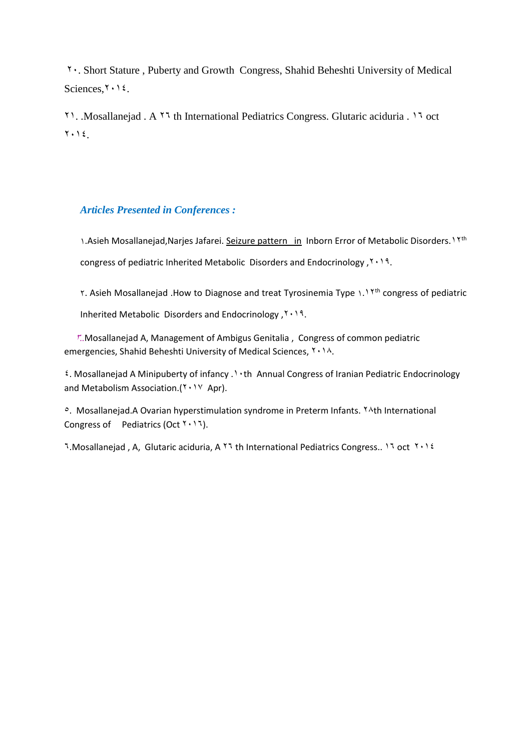۲۰. Short Stature , Puberty and Growth Congress, Shahid Beheshti University of Medical Sciences,۲۰۱٤.

۲۱. .Mosallanejad . A ۲٦ th International Pediatrics Congress. Glutaric aciduria . ۱٦ oct ۲۰۱٤.

## *Articles Presented in Conferences :*

۱.Asieh Mosallanejad,Narjes Jafarei. <u>Seizure pattern in</u> Inborn Error of Metabolic Disorders.۱۲th congress of pediatric Inherited Metabolic Disorders and Endocrinology ,۲۰۱۹.

۲. Asieh Mosallanejad .How to Diagnose and treat Tyrosinemia Type ۱.۱۲th congress of pediatric Inherited Metabolic Disorders and Endocrinology ,۲۰۱۹.

۳..Mosallanejad A, Management of Ambigus Genitalia , Congress of common pediatric emergencies, Shahid Beheshti University of Medical Sciences, ۲۰۱۸.

٤. Mosallanejad A Minipuberty of infancy .۱۰th Annual Congress of Iranian Pediatric Endocrinology and Metabolism Association.(۲۰۱۷ Apr).

٥. Mosallanejad.A Ovarian hyperstimulation syndrome in Preterm Infants. ۲۸th International Congress of Pediatrics (Oct ۲۰۱٦).

٦.Mosallanejad , A, Glutaric aciduria, A ۲٦ th International Pediatrics Congress.. ۱٦ oct ۲۰۱٤